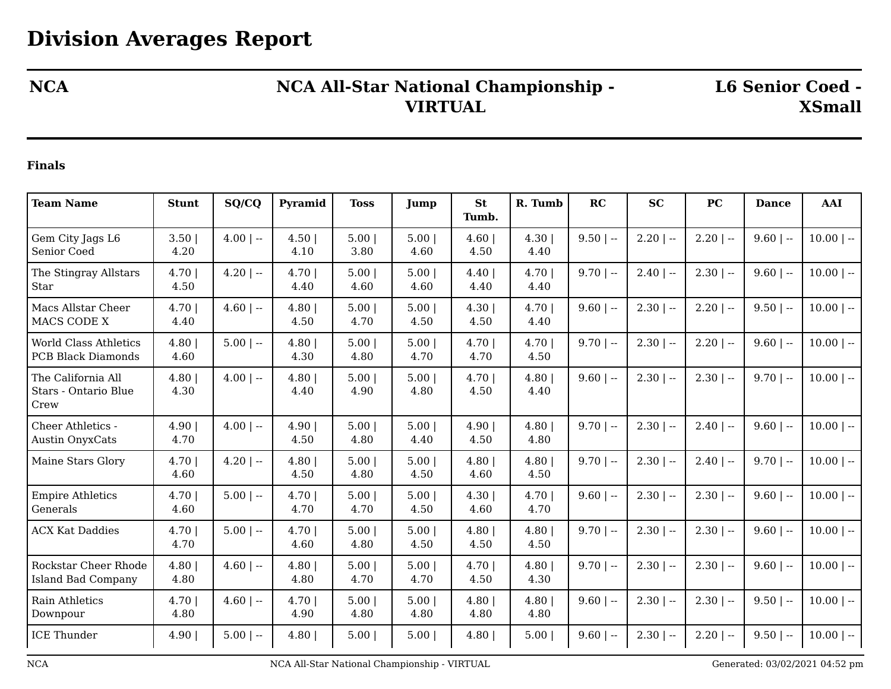# Division Averages Report

**NCA** | **NCA All-Star National Championship - VIRTUAL** | **L6 Senior Coed - XSmall**

### Finals

| Team Name | Stunt | SQ/CQ | Pyramid | Toss | Jump | St Tumb. | R. Tumb | RC | SC | PC | Dance | AAI |
|---|---|---|---|---|---|---|---|---|---|---|---|---|
| Gem City Jags L6 Senior Coed | 3.50 \| 4.20 | 4.00 \| -- | 4.50 \| 4.10 | 5.00 \| 3.80 | 5.00 \| 4.60 | 4.60 \| 4.50 | 4.30 \| 4.40 | 9.50 \| -- | 2.20 \| -- | 2.20 \| -- | 9.60 \| -- | 10.00 \| -- |
| The Stingray Allstars Star | 4.70 \| 4.50 | 4.20 \| -- | 4.70 \| 4.40 | 5.00 \| 4.60 | 5.00 \| 4.60 | 4.40 \| 4.40 | 4.70 \| 4.40 | 9.70 \| -- | 2.40 \| -- | 2.30 \| -- | 9.60 \| -- | 10.00 \| -- |
| Macs Allstar Cheer MACS CODE X | 4.70 \| 4.40 | 4.60 \| -- | 4.80 \| 4.50 | 5.00 \| 4.70 | 5.00 \| 4.50 | 4.30 \| 4.50 | 4.70 \| 4.40 | 9.60 \| -- | 2.30 \| -- | 2.20 \| -- | 9.50 \| -- | 10.00 \| -- |
| World Class Athletics PCB Black Diamonds | 4.80 \| 4.60 | 5.00 \| -- | 4.80 \| 4.30 | 5.00 \| 4.80 | 5.00 \| 4.70 | 4.70 \| 4.70 | 4.70 \| 4.50 | 9.70 \| -- | 2.30 \| -- | 2.20 \| -- | 9.60 \| -- | 10.00 \| -- |
| The California All Stars - Ontario Blue Crew | 4.80 \| 4.30 | 4.00 \| -- | 4.80 \| 4.40 | 5.00 \| 4.90 | 5.00 \| 4.80 | 4.70 \| 4.50 | 4.80 \| 4.40 | 9.60 \| -- | 2.30 \| -- | 2.30 \| -- | 9.70 \| -- | 10.00 \| -- |
| Cheer Athletics - Austin OnyxCats | 4.90 \| 4.70 | 4.00 \| -- | 4.90 \| 4.50 | 5.00 \| 4.80 | 5.00 \| 4.40 | 4.90 \| 4.50 | 4.80 \| 4.80 | 9.70 \| -- | 2.30 \| -- | 2.40 \| -- | 9.60 \| -- | 10.00 \| -- |
| Maine Stars Glory | 4.70 \| 4.60 | 4.20 \| -- | 4.80 \| 4.50 | 5.00 \| 4.80 | 5.00 \| 4.50 | 4.80 \| 4.60 | 4.80 \| 4.50 | 9.70 \| -- | 2.30 \| -- | 2.40 \| -- | 9.70 \| -- | 10.00 \| -- |
| Empire Athletics Generals | 4.70 \| 4.60 | 5.00 \| -- | 4.70 \| 4.70 | 5.00 \| 4.70 | 5.00 \| 4.50 | 4.30 \| 4.60 | 4.70 \| 4.70 | 9.60 \| -- | 2.30 \| -- | 2.30 \| -- | 9.60 \| -- | 10.00 \| -- |
| ACX Kat Daddies | 4.70 \| 4.70 | 5.00 \| -- | 4.70 \| 4.60 | 5.00 \| 4.80 | 5.00 \| 4.50 | 4.80 \| 4.50 | 4.80 \| 4.50 | 9.70 \| -- | 2.30 \| -- | 2.30 \| -- | 9.60 \| -- | 10.00 \| -- |
| Rockstar Cheer Rhode Island Bad Company | 4.80 \| 4.80 | 4.60 \| -- | 4.80 \| 4.80 | 5.00 \| 4.70 | 5.00 \| 4.70 | 4.70 \| 4.50 | 4.80 \| 4.30 | 9.70 \| -- | 2.30 \| -- | 2.30 \| -- | 9.60 \| -- | 10.00 \| -- |
| Rain Athletics Downpour | 4.70 \| 4.80 | 4.60 \| -- | 4.70 \| 4.90 | 5.00 \| 4.80 | 5.00 \| 4.80 | 4.80 \| 4.80 | 4.80 \| 4.80 | 9.60 \| -- | 2.30 \| -- | 2.30 \| -- | 9.50 \| -- | 10.00 \| -- |
| ICE Thunder | 4.90 \| | 5.00 \| -- | 4.80 \| | 5.00 \| | 5.00 \| | 4.80 \| | 5.00 \| | 9.60 \| -- | 2.30 \| -- | 2.20 \| -- | 9.50 \| -- | 10.00 \| -- |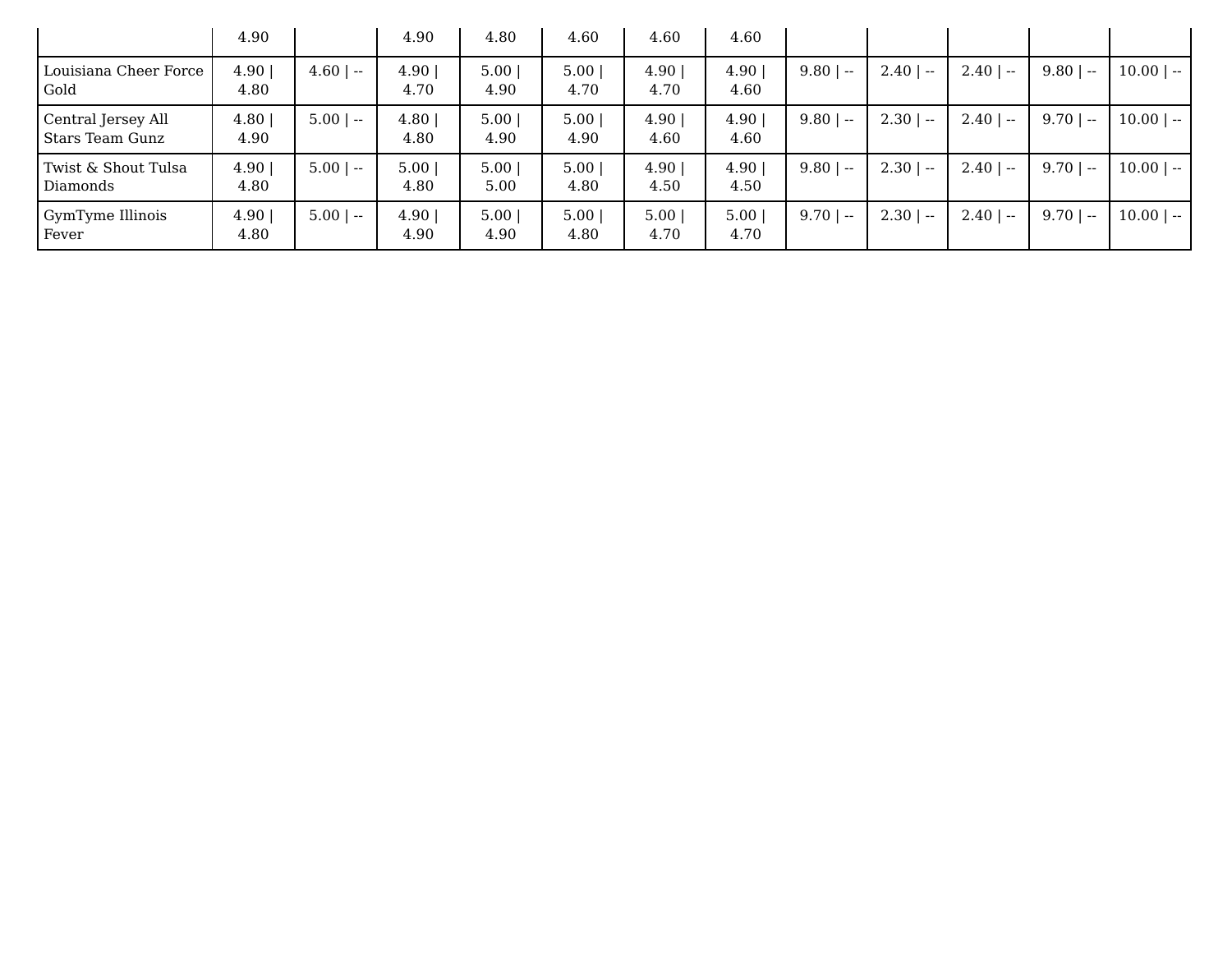| | | | | | | | | | | | | |
|---|---|---|---|---|---|---|---|---|---|---|---|---|
| | 4.90 | | 4.90 | 4.80 | 4.60 | 4.60 | 4.60 | | | | | |
| Louisiana Cheer Force Gold | 4.90 \| 4.80 | 4.60 \| -- | 4.90 \| 4.70 | 5.00 \| 4.90 | 5.00 \| 4.70 | 4.90 \| 4.70 | 4.90 \| 4.60 | 9.80 \| -- | 2.40 \| -- | 2.40 \| -- | 9.80 \| -- | 10.00 \| -- |
| Central Jersey All Stars Team Gunz | 4.80 \| 4.90 | 5.00 \| -- | 4.80 \| 4.80 | 5.00 \| 4.90 | 5.00 \| 4.90 | 4.90 \| 4.60 | 4.90 \| 4.60 | 9.80 \| -- | 2.30 \| -- | 2.40 \| -- | 9.70 \| -- | 10.00 \| -- |
| Twist & Shout Tulsa Diamonds | 4.90 \| 4.80 | 5.00 \| -- | 5.00 \| 4.80 | 5.00 \| 5.00 | 5.00 \| 4.80 | 4.90 \| 4.50 | 4.90 \| 4.50 | 9.80 \| -- | 2.30 \| -- | 2.40 \| -- | 9.70 \| -- | 10.00 \| -- |
| GymTyme Illinois Fever | 4.90 \| 4.80 | 5.00 \| -- | 4.90 \| 4.90 | 5.00 \| 4.90 | 5.00 \| 4.80 | 5.00 \| 4.70 | 5.00 \| 4.70 | 9.70 \| -- | 2.30 \| -- | 2.40 \| -- | 9.70 \| -- | 10.00 \| -- |